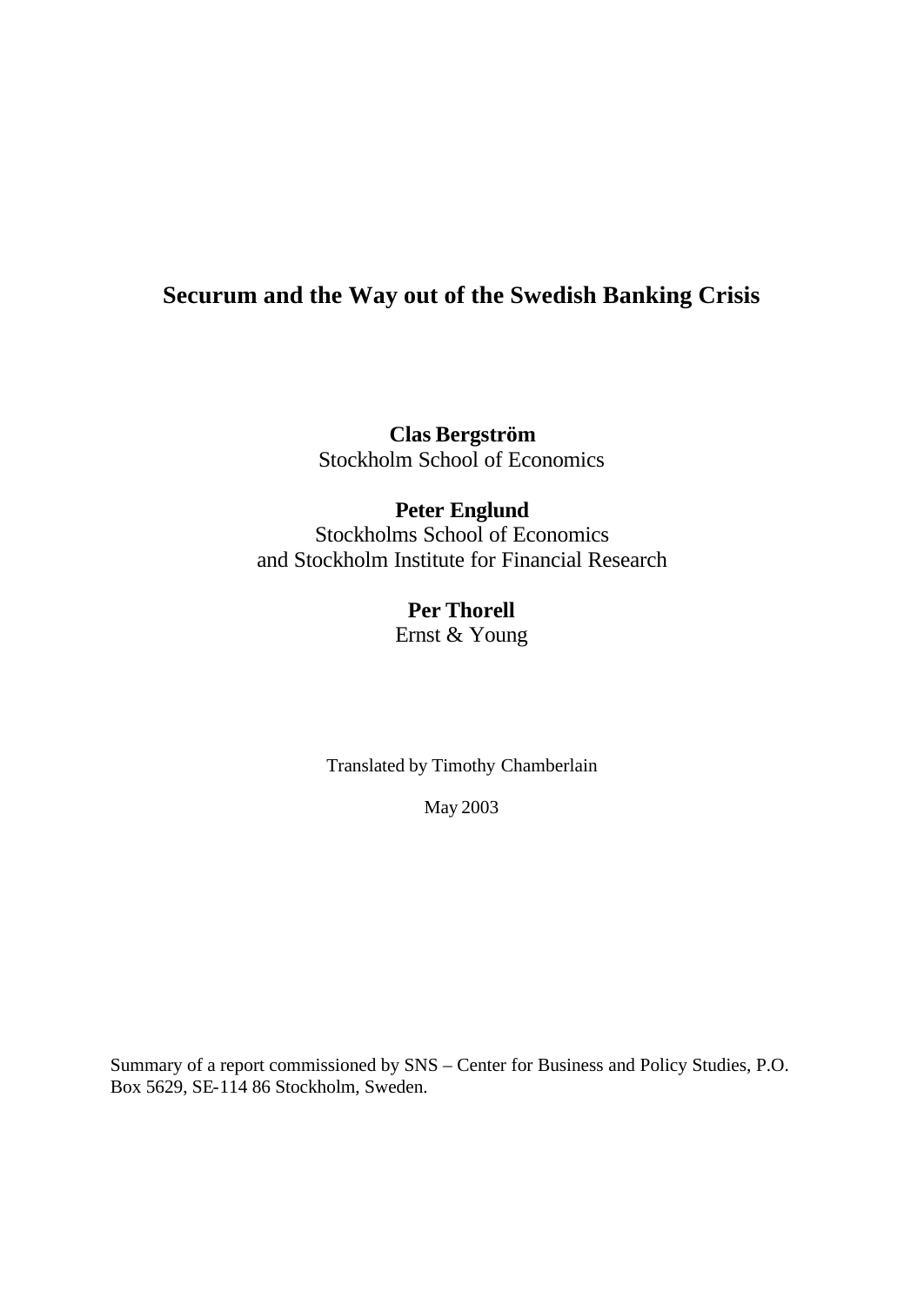# Securum and the Way out of the Swedish Banking Crisis

**Clas Bergström**
Stockholm School of Economics

**Peter Englund**
Stockholms School of Economics
and Stockholm Institute for Financial Research

**Per Thorell**
Ernst & Young

Translated by Timothy Chamberlain

May 2003

Summary of a report commissioned by SNS – Center for Business and Policy Studies, P.O. Box 5629, SE-114 86 Stockholm, Sweden.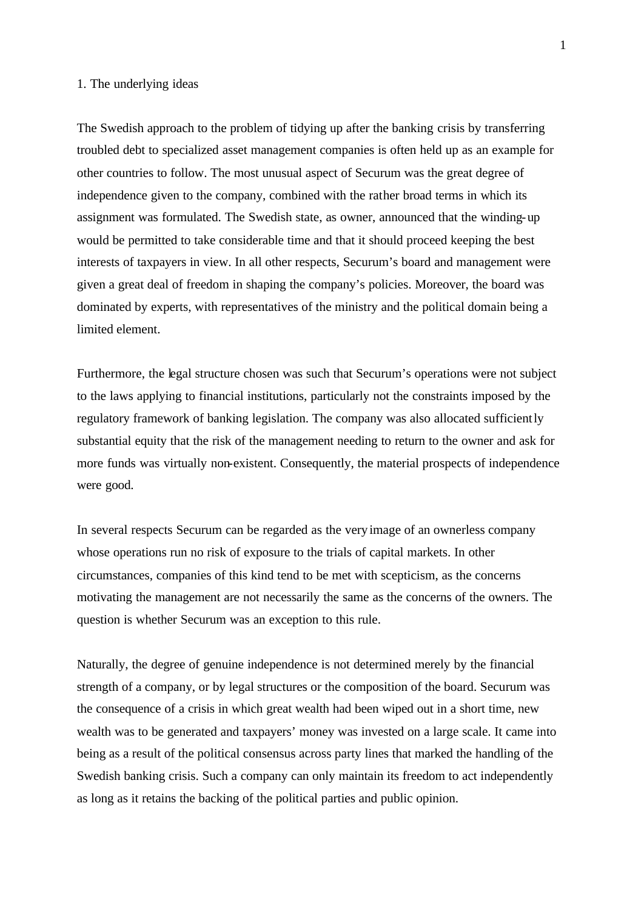## 1. The underlying ideas

The Swedish approach to the problem of tidying up after the banking crisis by transferring troubled debt to specialized asset management companies is often held up as an example for other countries to follow. The most unusual aspect of Securum was the great degree of independence given to the company, combined with the rather broad terms in which its assignment was formulated. The Swedish state, as owner, announced that the winding-up would be permitted to take considerable time and that it should proceed keeping the best interests of taxpayers in view. In all other respects, Securum's board and management were given a great deal of freedom in shaping the company's policies. Moreover, the board was dominated by experts, with representatives of the ministry and the political domain being a limited element.

Furthermore, the legal structure chosen was such that Securum's operations were not subject to the laws applying to financial institutions, particularly not the constraints imposed by the regulatory framework of banking legislation. The company was also allocated sufficiently substantial equity that the risk of the management needing to return to the owner and ask for more funds was virtually non-existent. Consequently, the material prospects of independence were good.

In several respects Securum can be regarded as the very image of an ownerless company whose operations run no risk of exposure to the trials of capital markets. In other circumstances, companies of this kind tend to be met with scepticism, as the concerns motivating the management are not necessarily the same as the concerns of the owners. The question is whether Securum was an exception to this rule.

Naturally, the degree of genuine independence is not determined merely by the financial strength of a company, or by legal structures or the composition of the board. Securum was the consequence of a crisis in which great wealth had been wiped out in a short time, new wealth was to be generated and taxpayers' money was invested on a large scale. It came into being as a result of the political consensus across party lines that marked the handling of the Swedish banking crisis. Such a company can only maintain its freedom to act independently as long as it retains the backing of the political parties and public opinion.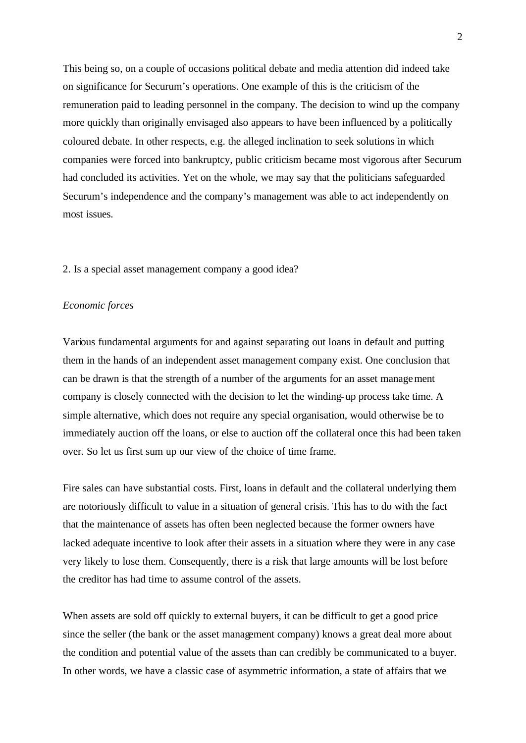This being so, on a couple of occasions political debate and media attention did indeed take on significance for Securum's operations. One example of this is the criticism of the remuneration paid to leading personnel in the company. The decision to wind up the company more quickly than originally envisaged also appears to have been influenced by a politically coloured debate. In other respects, e.g. the alleged inclination to seek solutions in which companies were forced into bankruptcy, public criticism became most vigorous after Securum had concluded its activities. Yet on the whole, we may say that the politicians safeguarded Securum's independence and the company's management was able to act independently on most issues.

## 2. Is a special asset management company a good idea?

### *Economic forces*

Various fundamental arguments for and against separating out loans in default and putting them in the hands of an independent asset management company exist. One conclusion that can be drawn is that the strength of a number of the arguments for an asset management company is closely connected with the decision to let the winding-up process take time. A simple alternative, which does not require any special organisation, would otherwise be to immediately auction off the loans, or else to auction off the collateral once this had been taken over. So let us first sum up our view of the choice of time frame.

Fire sales can have substantial costs. First, loans in default and the collateral underlying them are notoriously difficult to value in a situation of general crisis. This has to do with the fact that the maintenance of assets has often been neglected because the former owners have lacked adequate incentive to look after their assets in a situation where they were in any case very likely to lose them. Consequently, there is a risk that large amounts will be lost before the creditor has had time to assume control of the assets.

When assets are sold off quickly to external buyers, it can be difficult to get a good price since the seller (the bank or the asset management company) knows a great deal more about the condition and potential value of the assets than can credibly be communicated to a buyer. In other words, we have a classic case of asymmetric information, a state of affairs that we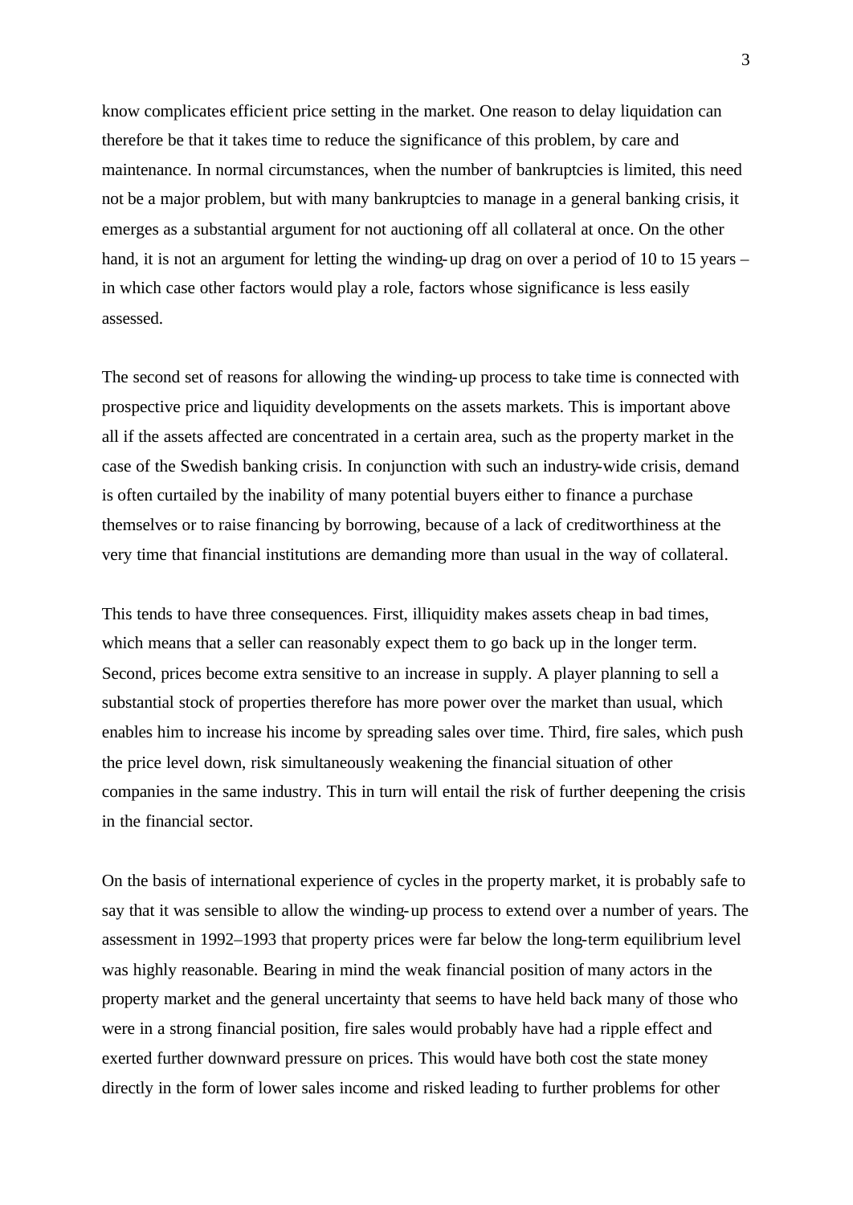know complicates efficient price setting in the market. One reason to delay liquidation can therefore be that it takes time to reduce the significance of this problem, by care and maintenance. In normal circumstances, when the number of bankruptcies is limited, this need not be a major problem, but with many bankruptcies to manage in a general banking crisis, it emerges as a substantial argument for not auctioning off all collateral at once. On the other hand, it is not an argument for letting the winding-up drag on over a period of 10 to 15 years – in which case other factors would play a role, factors whose significance is less easily assessed.

The second set of reasons for allowing the winding-up process to take time is connected with prospective price and liquidity developments on the assets markets. This is important above all if the assets affected are concentrated in a certain area, such as the property market in the case of the Swedish banking crisis. In conjunction with such an industry-wide crisis, demand is often curtailed by the inability of many potential buyers either to finance a purchase themselves or to raise financing by borrowing, because of a lack of creditworthiness at the very time that financial institutions are demanding more than usual in the way of collateral.

This tends to have three consequences. First, illiquidity makes assets cheap in bad times, which means that a seller can reasonably expect them to go back up in the longer term. Second, prices become extra sensitive to an increase in supply. A player planning to sell a substantial stock of properties therefore has more power over the market than usual, which enables him to increase his income by spreading sales over time. Third, fire sales, which push the price level down, risk simultaneously weakening the financial situation of other companies in the same industry. This in turn will entail the risk of further deepening the crisis in the financial sector.

On the basis of international experience of cycles in the property market, it is probably safe to say that it was sensible to allow the winding-up process to extend over a number of years. The assessment in 1992–1993 that property prices were far below the long-term equilibrium level was highly reasonable. Bearing in mind the weak financial position of many actors in the property market and the general uncertainty that seems to have held back many of those who were in a strong financial position, fire sales would probably have had a ripple effect and exerted further downward pressure on prices. This would have both cost the state money directly in the form of lower sales income and risked leading to further problems for other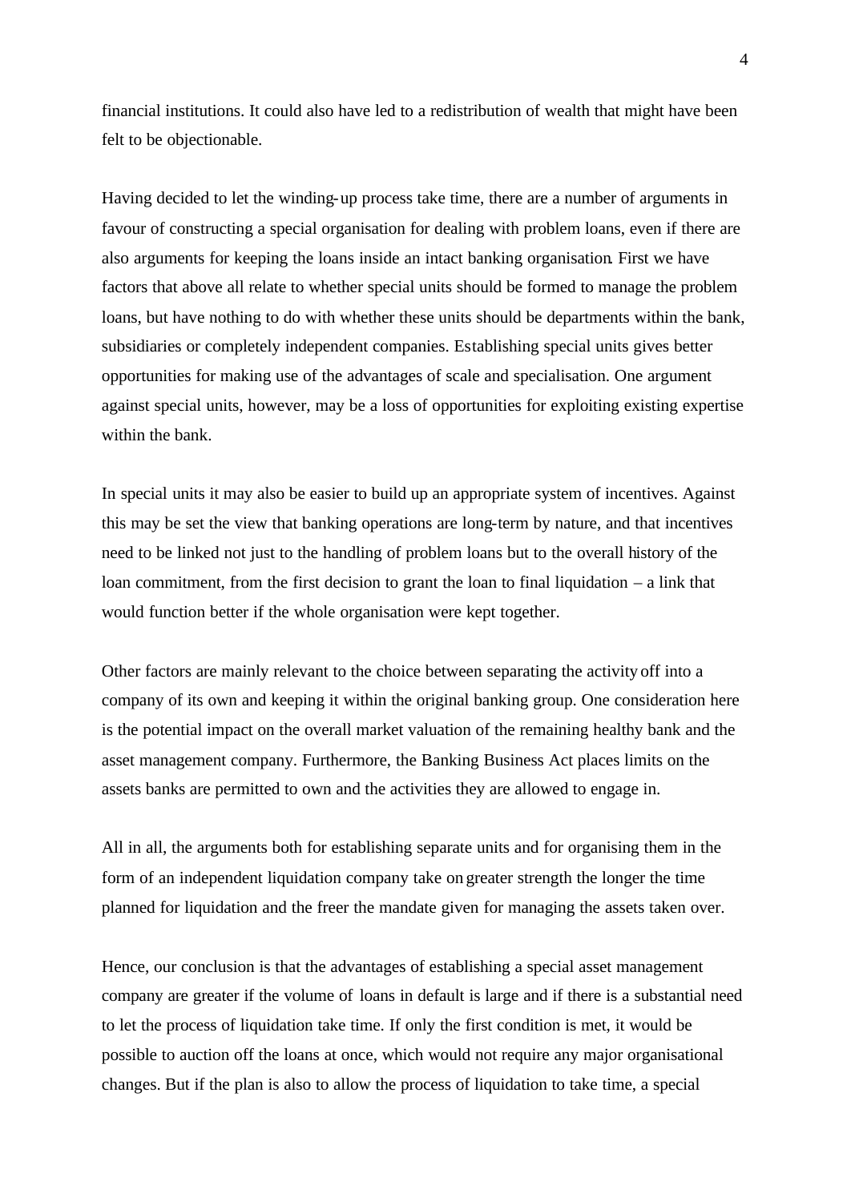financial institutions. It could also have led to a redistribution of wealth that might have been felt to be objectionable.

Having decided to let the winding-up process take time, there are a number of arguments in favour of constructing a special organisation for dealing with problem loans, even if there are also arguments for keeping the loans inside an intact banking organisation. First we have factors that above all relate to whether special units should be formed to manage the problem loans, but have nothing to do with whether these units should be departments within the bank, subsidiaries or completely independent companies. Establishing special units gives better opportunities for making use of the advantages of scale and specialisation. One argument against special units, however, may be a loss of opportunities for exploiting existing expertise within the bank.

In special units it may also be easier to build up an appropriate system of incentives. Against this may be set the view that banking operations are long-term by nature, and that incentives need to be linked not just to the handling of problem loans but to the overall history of the loan commitment, from the first decision to grant the loan to final liquidation – a link that would function better if the whole organisation were kept together.

Other factors are mainly relevant to the choice between separating the activity off into a company of its own and keeping it within the original banking group. One consideration here is the potential impact on the overall market valuation of the remaining healthy bank and the asset management company. Furthermore, the Banking Business Act places limits on the assets banks are permitted to own and the activities they are allowed to engage in.

All in all, the arguments both for establishing separate units and for organising them in the form of an independent liquidation company take on greater strength the longer the time planned for liquidation and the freer the mandate given for managing the assets taken over.

Hence, our conclusion is that the advantages of establishing a special asset management company are greater if the volume of loans in default is large and if there is a substantial need to let the process of liquidation take time. If only the first condition is met, it would be possible to auction off the loans at once, which would not require any major organisational changes. But if the plan is also to allow the process of liquidation to take time, a special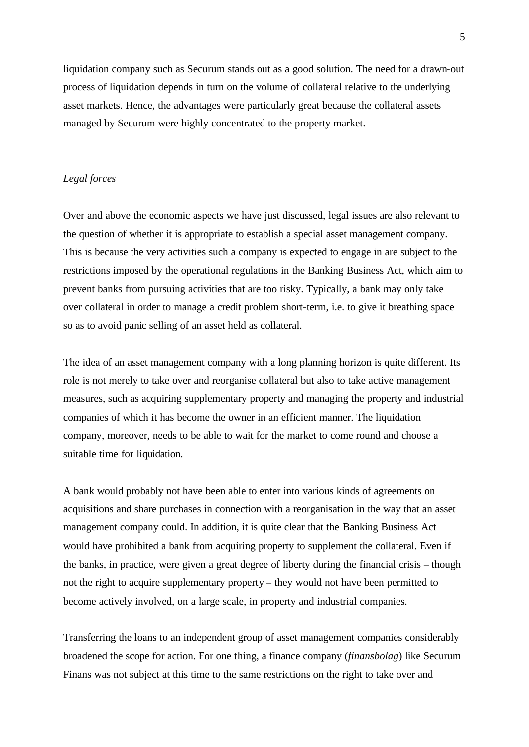liquidation company such as Securum stands out as a good solution. The need for a drawn-out process of liquidation depends in turn on the volume of collateral relative to the underlying asset markets. Hence, the advantages were particularly great because the collateral assets managed by Securum were highly concentrated to the property market.

*Legal forces*

Over and above the economic aspects we have just discussed, legal issues are also relevant to the question of whether it is appropriate to establish a special asset management company. This is because the very activities such a company is expected to engage in are subject to the restrictions imposed by the operational regulations in the Banking Business Act, which aim to prevent banks from pursuing activities that are too risky. Typically, a bank may only take over collateral in order to manage a credit problem short-term, i.e. to give it breathing space so as to avoid panic selling of an asset held as collateral.

The idea of an asset management company with a long planning horizon is quite different. Its role is not merely to take over and reorganise collateral but also to take active management measures, such as acquiring supplementary property and managing the property and industrial companies of which it has become the owner in an efficient manner. The liquidation company, moreover, needs to be able to wait for the market to come round and choose a suitable time for liquidation.

A bank would probably not have been able to enter into various kinds of agreements on acquisitions and share purchases in connection with a reorganisation in the way that an asset management company could. In addition, it is quite clear that the Banking Business Act would have prohibited a bank from acquiring property to supplement the collateral. Even if the banks, in practice, were given a great degree of liberty during the financial crisis – though not the right to acquire supplementary property – they would not have been permitted to become actively involved, on a large scale, in property and industrial companies.

Transferring the loans to an independent group of asset management companies considerably broadened the scope for action. For one thing, a finance company (*finansbolag*) like Securum Finans was not subject at this time to the same restrictions on the right to take over and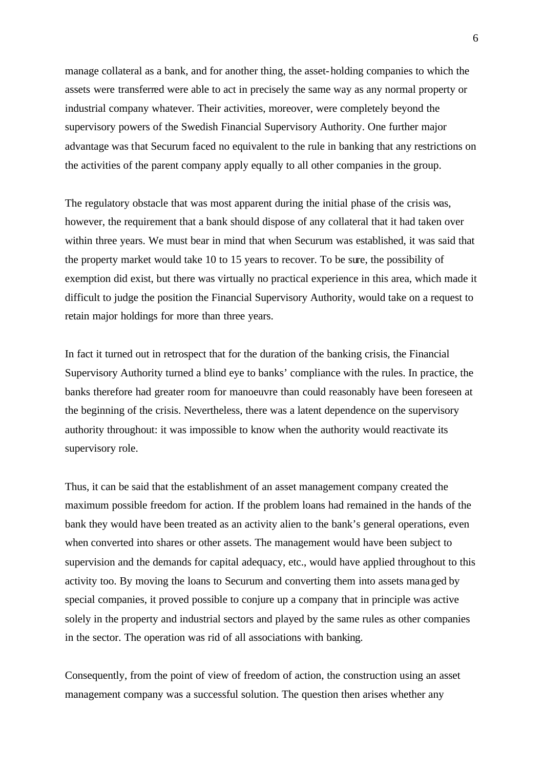manage collateral as a bank, and for another thing, the asset-holding companies to which the assets were transferred were able to act in precisely the same way as any normal property or industrial company whatever. Their activities, moreover, were completely beyond the supervisory powers of the Swedish Financial Supervisory Authority. One further major advantage was that Securum faced no equivalent to the rule in banking that any restrictions on the activities of the parent company apply equally to all other companies in the group.

The regulatory obstacle that was most apparent during the initial phase of the crisis was, however, the requirement that a bank should dispose of any collateral that it had taken over within three years. We must bear in mind that when Securum was established, it was said that the property market would take 10 to 15 years to recover. To be sure, the possibility of exemption did exist, but there was virtually no practical experience in this area, which made it difficult to judge the position the Financial Supervisory Authority, would take on a request to retain major holdings for more than three years.

In fact it turned out in retrospect that for the duration of the banking crisis, the Financial Supervisory Authority turned a blind eye to banks' compliance with the rules. In practice, the banks therefore had greater room for manoeuvre than could reasonably have been foreseen at the beginning of the crisis. Nevertheless, there was a latent dependence on the supervisory authority throughout: it was impossible to know when the authority would reactivate its supervisory role.

Thus, it can be said that the establishment of an asset management company created the maximum possible freedom for action. If the problem loans had remained in the hands of the bank they would have been treated as an activity alien to the bank's general operations, even when converted into shares or other assets. The management would have been subject to supervision and the demands for capital adequacy, etc., would have applied throughout to this activity too. By moving the loans to Securum and converting them into assets managed by special companies, it proved possible to conjure up a company that in principle was active solely in the property and industrial sectors and played by the same rules as other companies in the sector. The operation was rid of all associations with banking.

Consequently, from the point of view of freedom of action, the construction using an asset management company was a successful solution. The question then arises whether any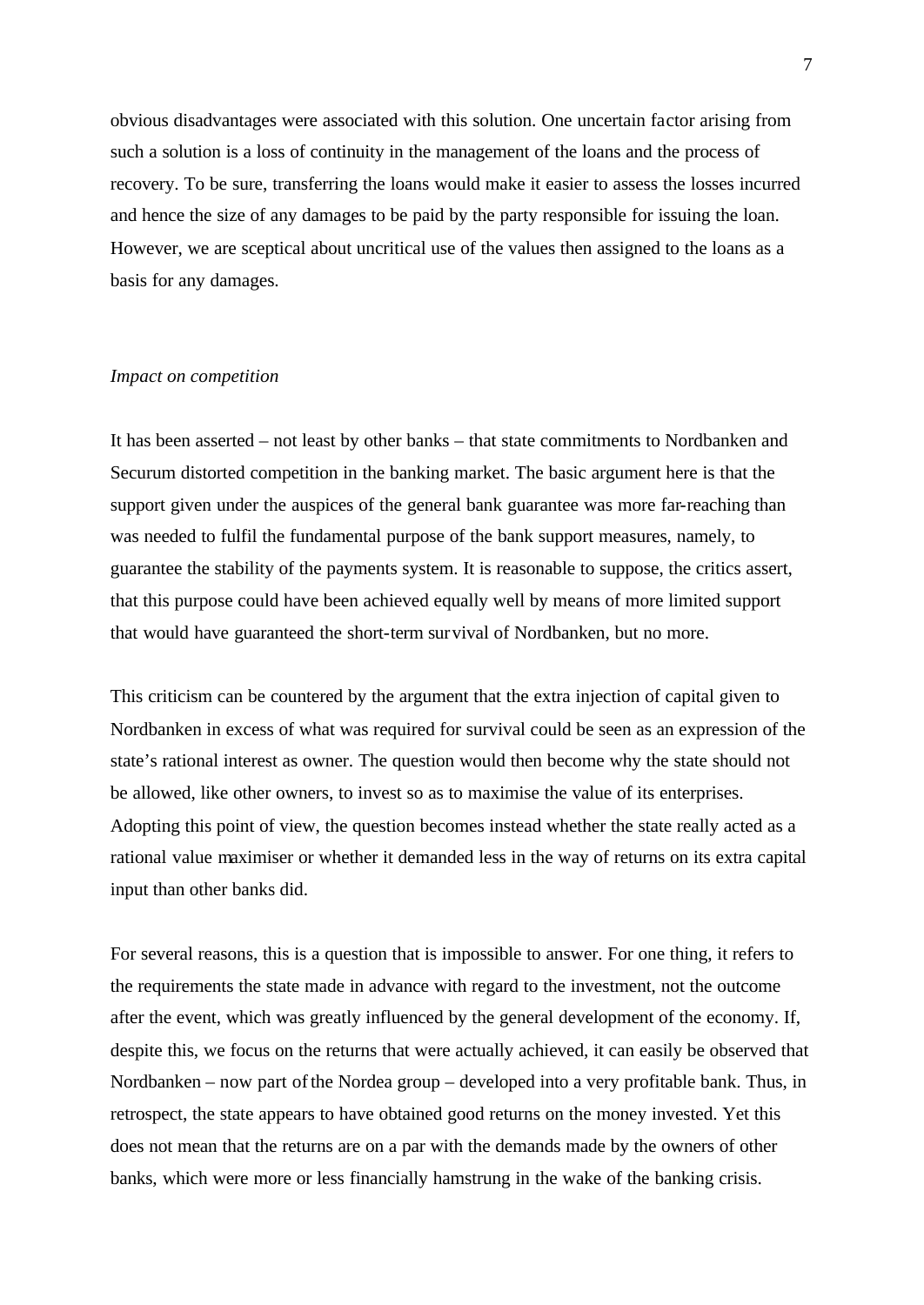obvious disadvantages were associated with this solution. One uncertain factor arising from such a solution is a loss of continuity in the management of the loans and the process of recovery. To be sure, transferring the loans would make it easier to assess the losses incurred and hence the size of any damages to be paid by the party responsible for issuing the loan. However, we are sceptical about uncritical use of the values then assigned to the loans as a basis for any damages.

*Impact on competition*

It has been asserted – not least by other banks – that state commitments to Nordbanken and Securum distorted competition in the banking market. The basic argument here is that the support given under the auspices of the general bank guarantee was more far-reaching than was needed to fulfil the fundamental purpose of the bank support measures, namely, to guarantee the stability of the payments system. It is reasonable to suppose, the critics assert, that this purpose could have been achieved equally well by means of more limited support that would have guaranteed the short-term survival of Nordbanken, but no more.

This criticism can be countered by the argument that the extra injection of capital given to Nordbanken in excess of what was required for survival could be seen as an expression of the state's rational interest as owner. The question would then become why the state should not be allowed, like other owners, to invest so as to maximise the value of its enterprises. Adopting this point of view, the question becomes instead whether the state really acted as a rational value maximiser or whether it demanded less in the way of returns on its extra capital input than other banks did.

For several reasons, this is a question that is impossible to answer. For one thing, it refers to the requirements the state made in advance with regard to the investment, not the outcome after the event, which was greatly influenced by the general development of the economy. If, despite this, we focus on the returns that were actually achieved, it can easily be observed that Nordbanken – now part of the Nordea group – developed into a very profitable bank. Thus, in retrospect, the state appears to have obtained good returns on the money invested. Yet this does not mean that the returns are on a par with the demands made by the owners of other banks, which were more or less financially hamstrung in the wake of the banking crisis.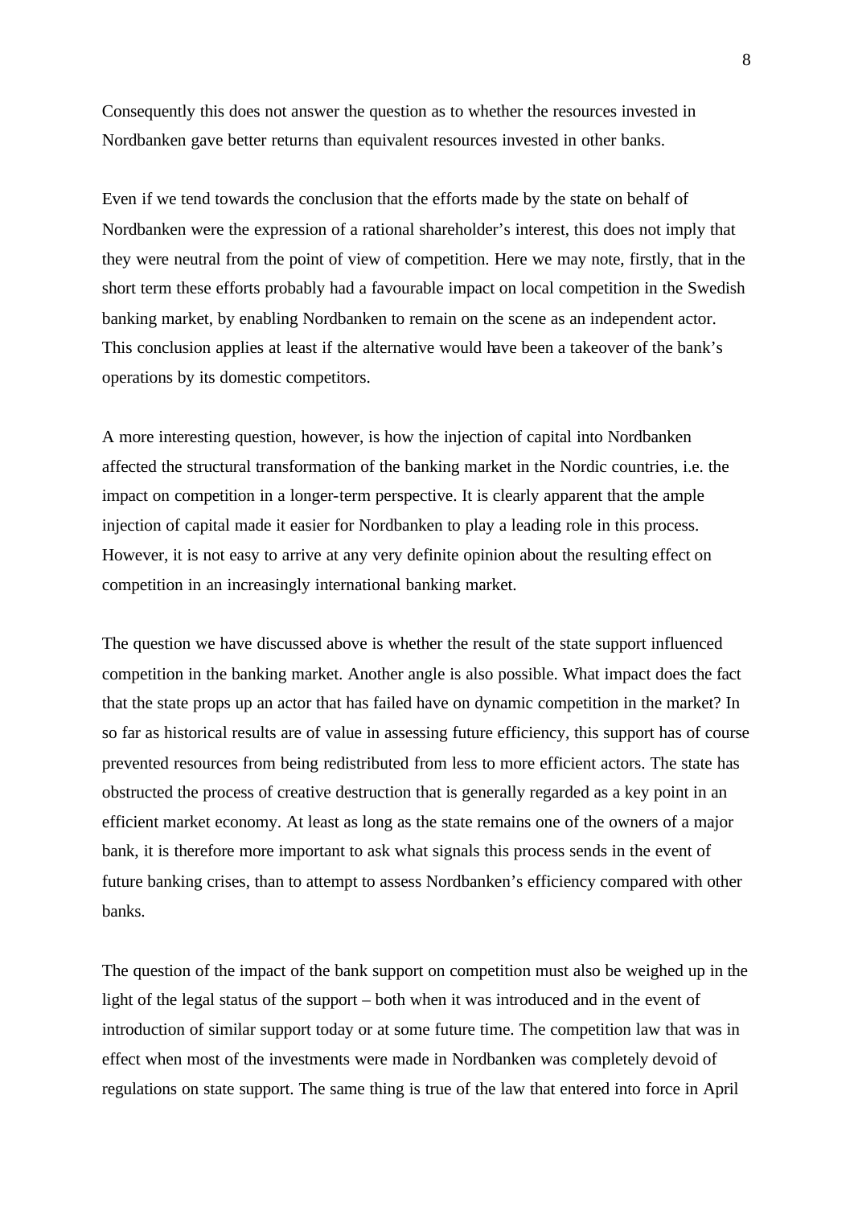Consequently this does not answer the question as to whether the resources invested in Nordbanken gave better returns than equivalent resources invested in other banks.

Even if we tend towards the conclusion that the efforts made by the state on behalf of Nordbanken were the expression of a rational shareholder's interest, this does not imply that they were neutral from the point of view of competition. Here we may note, firstly, that in the short term these efforts probably had a favourable impact on local competition in the Swedish banking market, by enabling Nordbanken to remain on the scene as an independent actor. This conclusion applies at least if the alternative would have been a takeover of the bank's operations by its domestic competitors.

A more interesting question, however, is how the injection of capital into Nordbanken affected the structural transformation of the banking market in the Nordic countries, i.e. the impact on competition in a longer-term perspective. It is clearly apparent that the ample injection of capital made it easier for Nordbanken to play a leading role in this process. However, it is not easy to arrive at any very definite opinion about the resulting effect on competition in an increasingly international banking market.

The question we have discussed above is whether the result of the state support influenced competition in the banking market. Another angle is also possible. What impact does the fact that the state props up an actor that has failed have on dynamic competition in the market? In so far as historical results are of value in assessing future efficiency, this support has of course prevented resources from being redistributed from less to more efficient actors. The state has obstructed the process of creative destruction that is generally regarded as a key point in an efficient market economy. At least as long as the state remains one of the owners of a major bank, it is therefore more important to ask what signals this process sends in the event of future banking crises, than to attempt to assess Nordbanken's efficiency compared with other banks.

The question of the impact of the bank support on competition must also be weighed up in the light of the legal status of the support – both when it was introduced and in the event of introduction of similar support today or at some future time. The competition law that was in effect when most of the investments were made in Nordbanken was completely devoid of regulations on state support. The same thing is true of the law that entered into force in April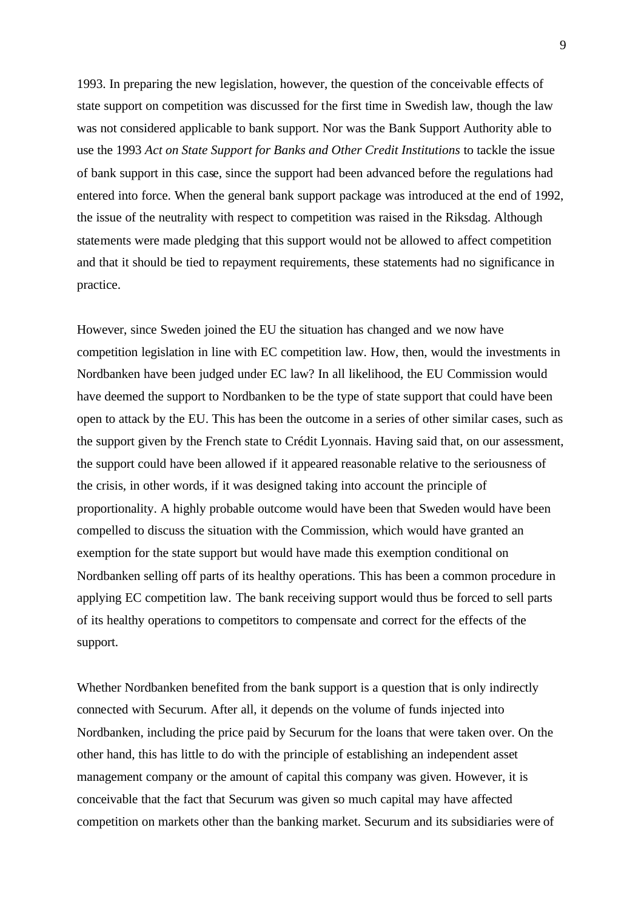1993. In preparing the new legislation, however, the question of the conceivable effects of state support on competition was discussed for the first time in Swedish law, though the law was not considered applicable to bank support. Nor was the Bank Support Authority able to use the 1993 *Act on State Support for Banks and Other Credit Institutions* to tackle the issue of bank support in this case, since the support had been advanced before the regulations had entered into force. When the general bank support package was introduced at the end of 1992, the issue of the neutrality with respect to competition was raised in the Riksdag. Although statements were made pledging that this support would not be allowed to affect competition and that it should be tied to repayment requirements, these statements had no significance in practice.

However, since Sweden joined the EU the situation has changed and we now have competition legislation in line with EC competition law. How, then, would the investments in Nordbanken have been judged under EC law? In all likelihood, the EU Commission would have deemed the support to Nordbanken to be the type of state support that could have been open to attack by the EU. This has been the outcome in a series of other similar cases, such as the support given by the French state to Crédit Lyonnais. Having said that, on our assessment, the support could have been allowed if it appeared reasonable relative to the seriousness of the crisis, in other words, if it was designed taking into account the principle of proportionality. A highly probable outcome would have been that Sweden would have been compelled to discuss the situation with the Commission, which would have granted an exemption for the state support but would have made this exemption conditional on Nordbanken selling off parts of its healthy operations. This has been a common procedure in applying EC competition law. The bank receiving support would thus be forced to sell parts of its healthy operations to competitors to compensate and correct for the effects of the support.

Whether Nordbanken benefited from the bank support is a question that is only indirectly connected with Securum. After all, it depends on the volume of funds injected into Nordbanken, including the price paid by Securum for the loans that were taken over. On the other hand, this has little to do with the principle of establishing an independent asset management company or the amount of capital this company was given. However, it is conceivable that the fact that Securum was given so much capital may have affected competition on markets other than the banking market. Securum and its subsidiaries were of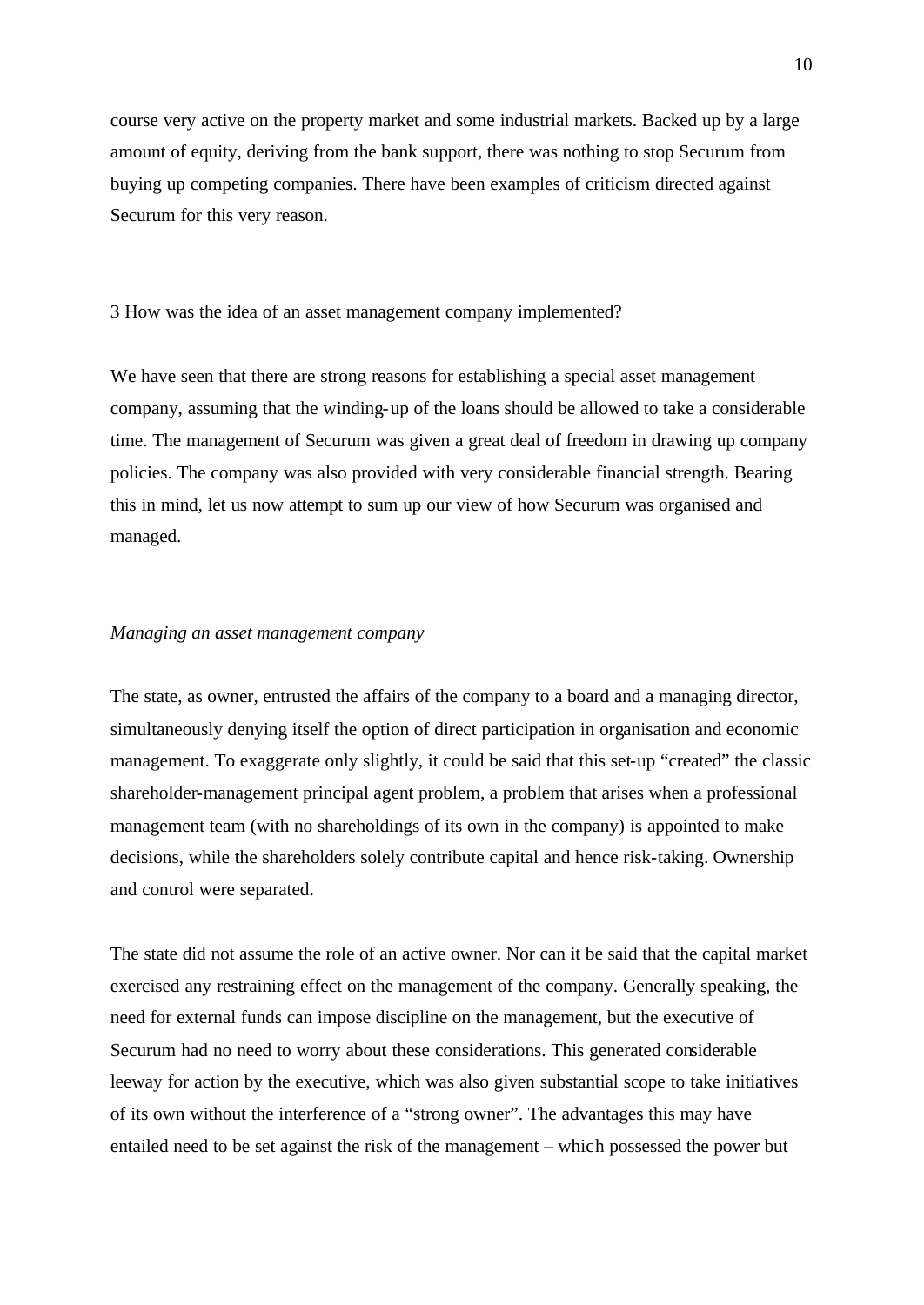course very active on the property market and some industrial markets. Backed up by a large amount of equity, deriving from the bank support, there was nothing to stop Securum from buying up competing companies. There have been examples of criticism directed against Securum for this very reason.

## 3 How was the idea of an asset management company implemented?

We have seen that there are strong reasons for establishing a special asset management company, assuming that the winding-up of the loans should be allowed to take a considerable time. The management of Securum was given a great deal of freedom in drawing up company policies. The company was also provided with very considerable financial strength. Bearing this in mind, let us now attempt to sum up our view of how Securum was organised and managed.

### *Managing an asset management company*

The state, as owner, entrusted the affairs of the company to a board and a managing director, simultaneously denying itself the option of direct participation in organisation and economic management. To exaggerate only slightly, it could be said that this set-up "created" the classic shareholder-management principal agent problem, a problem that arises when a professional management team (with no shareholdings of its own in the company) is appointed to make decisions, while the shareholders solely contribute capital and hence risk-taking. Ownership and control were separated.

The state did not assume the role of an active owner. Nor can it be said that the capital market exercised any restraining effect on the management of the company. Generally speaking, the need for external funds can impose discipline on the management, but the executive of Securum had no need to worry about these considerations. This generated considerable leeway for action by the executive, which was also given substantial scope to take initiatives of its own without the interference of a "strong owner". The advantages this may have entailed need to be set against the risk of the management – which possessed the power but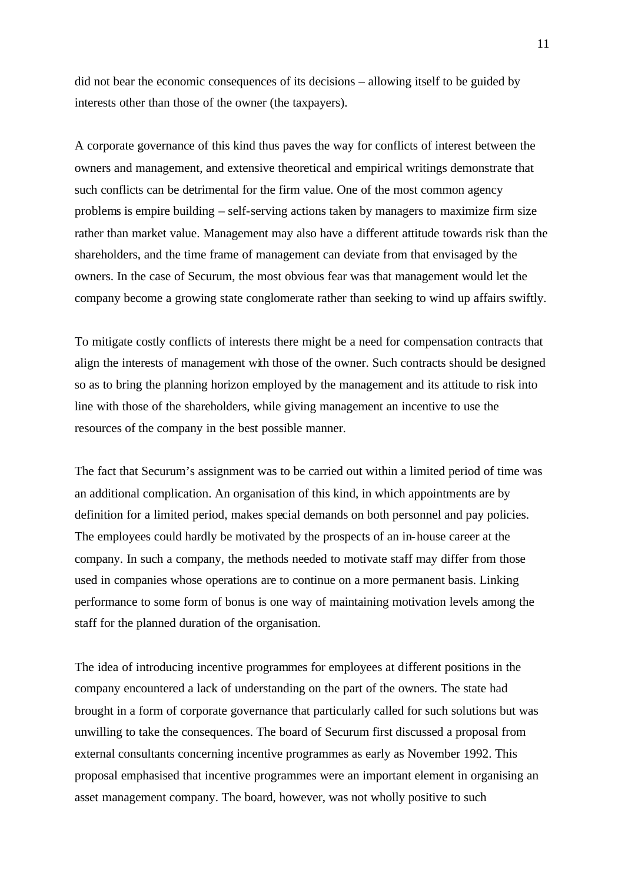did not bear the economic consequences of its decisions – allowing itself to be guided by interests other than those of the owner (the taxpayers).

A corporate governance of this kind thus paves the way for conflicts of interest between the owners and management, and extensive theoretical and empirical writings demonstrate that such conflicts can be detrimental for the firm value. One of the most common agency problems is empire building – self-serving actions taken by managers to maximize firm size rather than market value. Management may also have a different attitude towards risk than the shareholders, and the time frame of management can deviate from that envisaged by the owners. In the case of Securum, the most obvious fear was that management would let the company become a growing state conglomerate rather than seeking to wind up affairs swiftly.

To mitigate costly conflicts of interests there might be a need for compensation contracts that align the interests of management with those of the owner. Such contracts should be designed so as to bring the planning horizon employed by the management and its attitude to risk into line with those of the shareholders, while giving management an incentive to use the resources of the company in the best possible manner.

The fact that Securum's assignment was to be carried out within a limited period of time was an additional complication. An organisation of this kind, in which appointments are by definition for a limited period, makes special demands on both personnel and pay policies. The employees could hardly be motivated by the prospects of an in-house career at the company. In such a company, the methods needed to motivate staff may differ from those used in companies whose operations are to continue on a more permanent basis. Linking performance to some form of bonus is one way of maintaining motivation levels among the staff for the planned duration of the organisation.

The idea of introducing incentive programmes for employees at different positions in the company encountered a lack of understanding on the part of the owners. The state had brought in a form of corporate governance that particularly called for such solutions but was unwilling to take the consequences. The board of Securum first discussed a proposal from external consultants concerning incentive programmes as early as November 1992. This proposal emphasised that incentive programmes were an important element in organising an asset management company. The board, however, was not wholly positive to such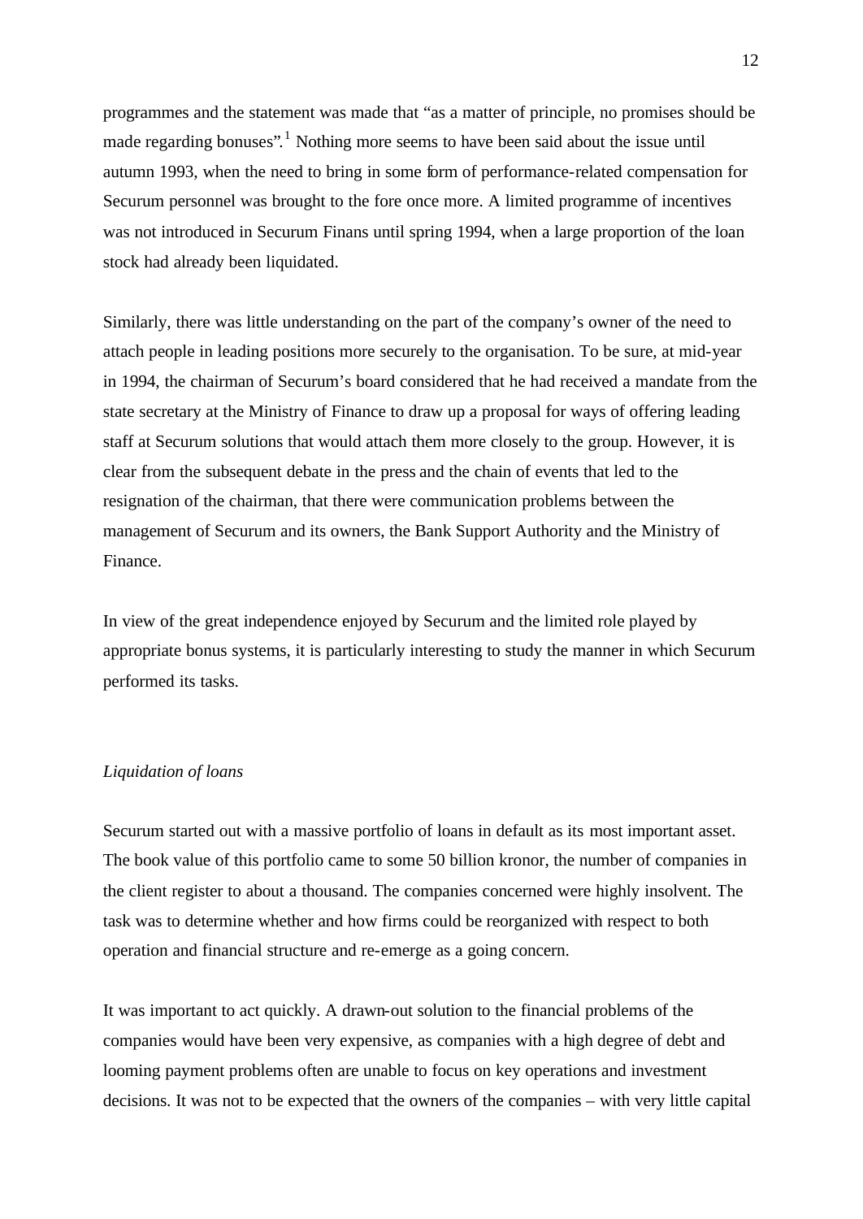programmes and the statement was made that "as a matter of principle, no promises should be made regarding bonuses".[1] Nothing more seems to have been said about the issue until autumn 1993, when the need to bring in some form of performance-related compensation for Securum personnel was brought to the fore once more. A limited programme of incentives was not introduced in Securum Finans until spring 1994, when a large proportion of the loan stock had already been liquidated.

Similarly, there was little understanding on the part of the company's owner of the need to attach people in leading positions more securely to the organisation. To be sure, at mid-year in 1994, the chairman of Securum's board considered that he had received a mandate from the state secretary at the Ministry of Finance to draw up a proposal for ways of offering leading staff at Securum solutions that would attach them more closely to the group. However, it is clear from the subsequent debate in the press and the chain of events that led to the resignation of the chairman, that there were communication problems between the management of Securum and its owners, the Bank Support Authority and the Ministry of Finance.

In view of the great independence enjoyed by Securum and the limited role played by appropriate bonus systems, it is particularly interesting to study the manner in which Securum performed its tasks.

*Liquidation of loans*

Securum started out with a massive portfolio of loans in default as its most important asset. The book value of this portfolio came to some 50 billion kronor, the number of companies in the client register to about a thousand. The companies concerned were highly insolvent. The task was to determine whether and how firms could be reorganized with respect to both operation and financial structure and re-emerge as a going concern.

It was important to act quickly. A drawn-out solution to the financial problems of the companies would have been very expensive, as companies with a high degree of debt and looming payment problems often are unable to focus on key operations and investment decisions. It was not to be expected that the owners of the companies – with very little capital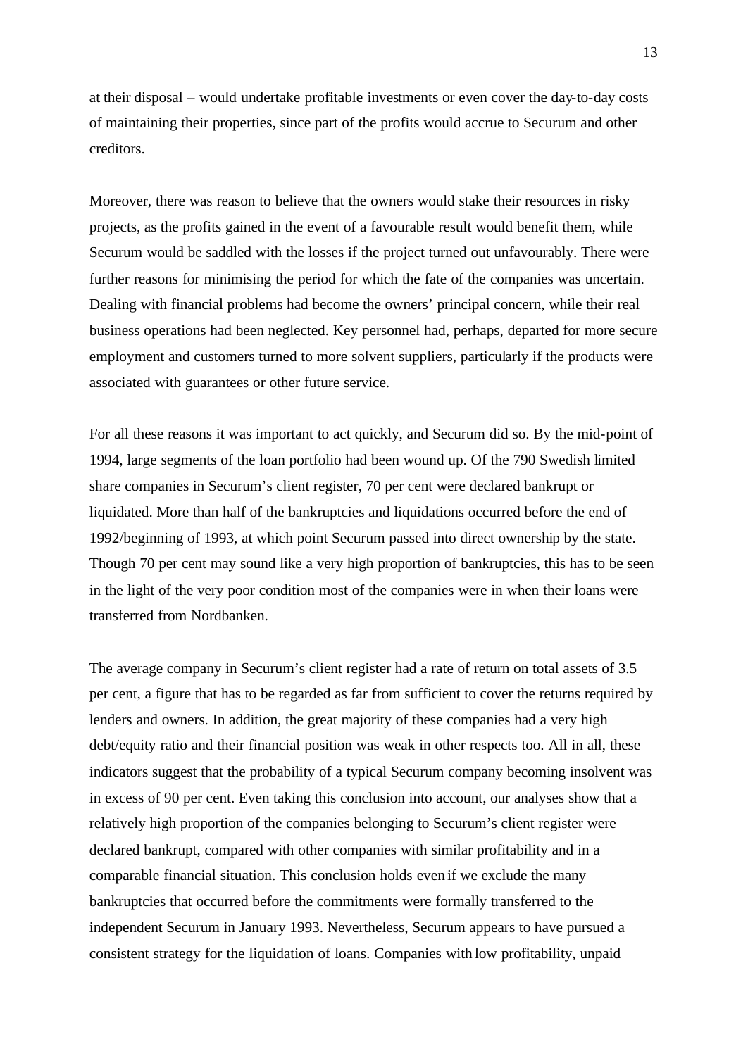at their disposal – would undertake profitable investments or even cover the day-to-day costs of maintaining their properties, since part of the profits would accrue to Securum and other creditors.

Moreover, there was reason to believe that the owners would stake their resources in risky projects, as the profits gained in the event of a favourable result would benefit them, while Securum would be saddled with the losses if the project turned out unfavourably. There were further reasons for minimising the period for which the fate of the companies was uncertain. Dealing with financial problems had become the owners' principal concern, while their real business operations had been neglected. Key personnel had, perhaps, departed for more secure employment and customers turned to more solvent suppliers, particularly if the products were associated with guarantees or other future service.

For all these reasons it was important to act quickly, and Securum did so. By the mid-point of 1994, large segments of the loan portfolio had been wound up. Of the 790 Swedish limited share companies in Securum's client register, 70 per cent were declared bankrupt or liquidated. More than half of the bankruptcies and liquidations occurred before the end of 1992/beginning of 1993, at which point Securum passed into direct ownership by the state. Though 70 per cent may sound like a very high proportion of bankruptcies, this has to be seen in the light of the very poor condition most of the companies were in when their loans were transferred from Nordbanken.

The average company in Securum's client register had a rate of return on total assets of 3.5 per cent, a figure that has to be regarded as far from sufficient to cover the returns required by lenders and owners. In addition, the great majority of these companies had a very high debt/equity ratio and their financial position was weak in other respects too. All in all, these indicators suggest that the probability of a typical Securum company becoming insolvent was in excess of 90 per cent. Even taking this conclusion into account, our analyses show that a relatively high proportion of the companies belonging to Securum's client register were declared bankrupt, compared with other companies with similar profitability and in a comparable financial situation. This conclusion holds even if we exclude the many bankruptcies that occurred before the commitments were formally transferred to the independent Securum in January 1993. Nevertheless, Securum appears to have pursued a consistent strategy for the liquidation of loans. Companies with low profitability, unpaid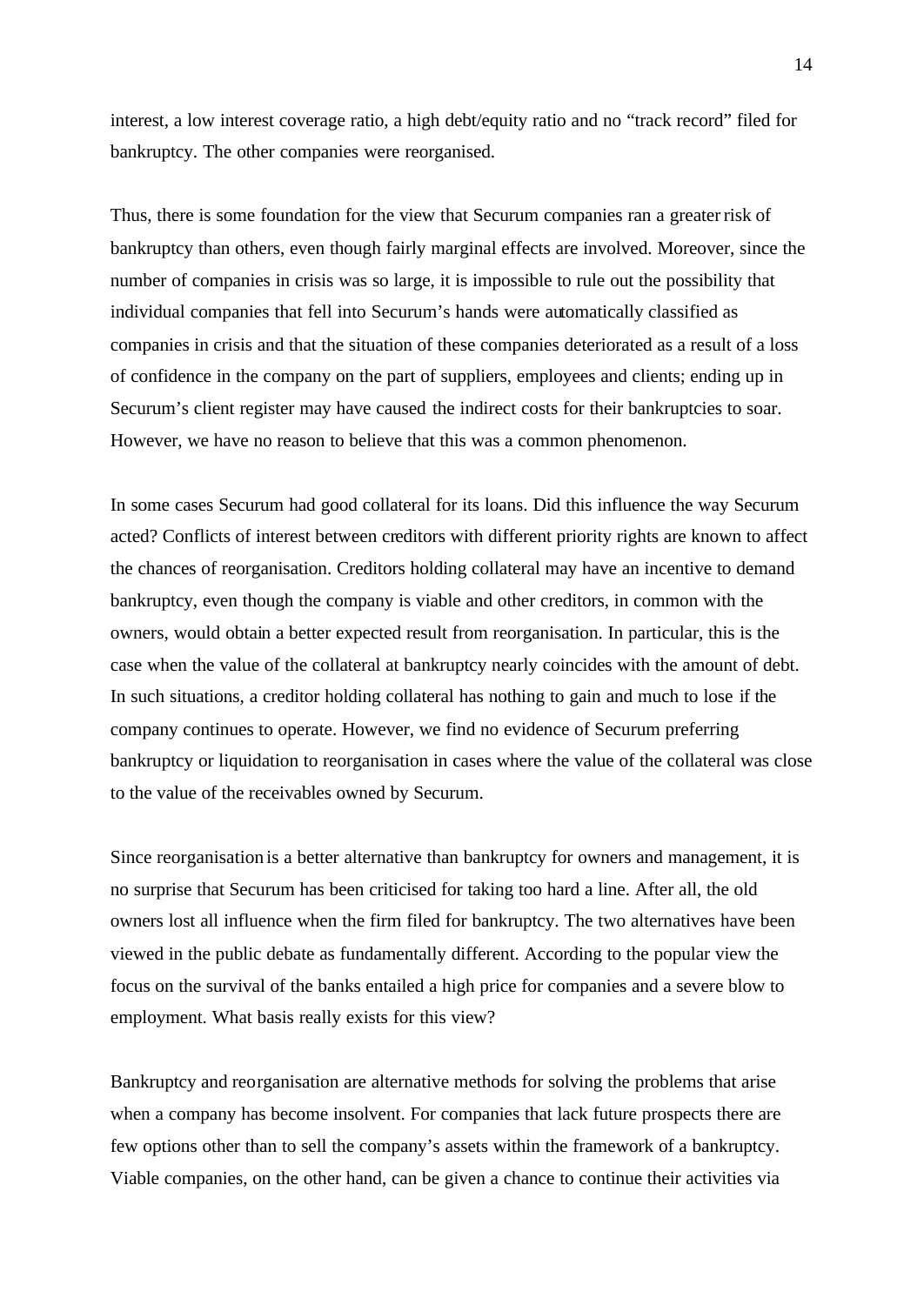interest, a low interest coverage ratio, a high debt/equity ratio and no "track record" filed for bankruptcy. The other companies were reorganised.

Thus, there is some foundation for the view that Securum companies ran a greater risk of bankruptcy than others, even though fairly marginal effects are involved. Moreover, since the number of companies in crisis was so large, it is impossible to rule out the possibility that individual companies that fell into Securum's hands were automatically classified as companies in crisis and that the situation of these companies deteriorated as a result of a loss of confidence in the company on the part of suppliers, employees and clients; ending up in Securum's client register may have caused the indirect costs for their bankruptcies to soar. However, we have no reason to believe that this was a common phenomenon.

In some cases Securum had good collateral for its loans. Did this influence the way Securum acted? Conflicts of interest between creditors with different priority rights are known to affect the chances of reorganisation. Creditors holding collateral may have an incentive to demand bankruptcy, even though the company is viable and other creditors, in common with the owners, would obtain a better expected result from reorganisation. In particular, this is the case when the value of the collateral at bankruptcy nearly coincides with the amount of debt. In such situations, a creditor holding collateral has nothing to gain and much to lose if the company continues to operate. However, we find no evidence of Securum preferring bankruptcy or liquidation to reorganisation in cases where the value of the collateral was close to the value of the receivables owned by Securum.

Since reorganisation is a better alternative than bankruptcy for owners and management, it is no surprise that Securum has been criticised for taking too hard a line. After all, the old owners lost all influence when the firm filed for bankruptcy. The two alternatives have been viewed in the public debate as fundamentally different. According to the popular view the focus on the survival of the banks entailed a high price for companies and a severe blow to employment. What basis really exists for this view?

Bankruptcy and reorganisation are alternative methods for solving the problems that arise when a company has become insolvent. For companies that lack future prospects there are few options other than to sell the company's assets within the framework of a bankruptcy. Viable companies, on the other hand, can be given a chance to continue their activities via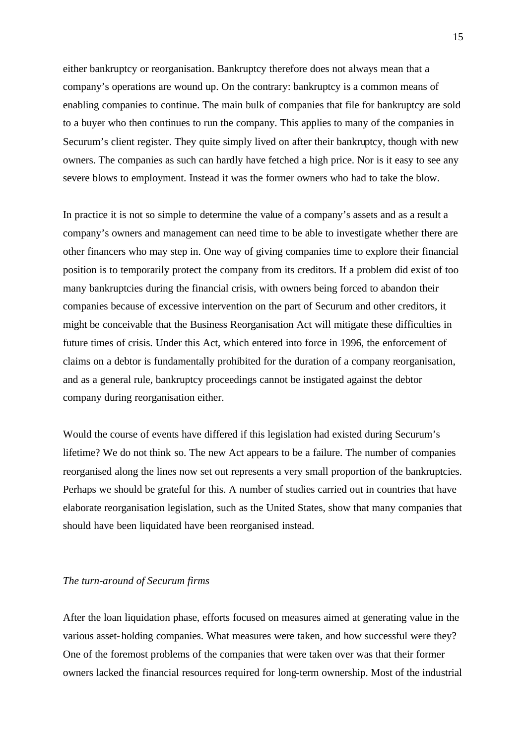either bankruptcy or reorganisation. Bankruptcy therefore does not always mean that a company's operations are wound up. On the contrary: bankruptcy is a common means of enabling companies to continue. The main bulk of companies that file for bankruptcy are sold to a buyer who then continues to run the company. This applies to many of the companies in Securum's client register. They quite simply lived on after their bankruptcy, though with new owners. The companies as such can hardly have fetched a high price. Nor is it easy to see any severe blows to employment. Instead it was the former owners who had to take the blow.

In practice it is not so simple to determine the value of a company's assets and as a result a company's owners and management can need time to be able to investigate whether there are other financers who may step in. One way of giving companies time to explore their financial position is to temporarily protect the company from its creditors. If a problem did exist of too many bankruptcies during the financial crisis, with owners being forced to abandon their companies because of excessive intervention on the part of Securum and other creditors, it might be conceivable that the Business Reorganisation Act will mitigate these difficulties in future times of crisis. Under this Act, which entered into force in 1996, the enforcement of claims on a debtor is fundamentally prohibited for the duration of a company reorganisation, and as a general rule, bankruptcy proceedings cannot be instigated against the debtor company during reorganisation either.

Would the course of events have differed if this legislation had existed during Securum's lifetime? We do not think so. The new Act appears to be a failure. The number of companies reorganised along the lines now set out represents a very small proportion of the bankruptcies. Perhaps we should be grateful for this. A number of studies carried out in countries that have elaborate reorganisation legislation, such as the United States, show that many companies that should have been liquidated have been reorganised instead.

*The turn-around of Securum firms*

After the loan liquidation phase, efforts focused on measures aimed at generating value in the various asset-holding companies. What measures were taken, and how successful were they? One of the foremost problems of the companies that were taken over was that their former owners lacked the financial resources required for long-term ownership. Most of the industrial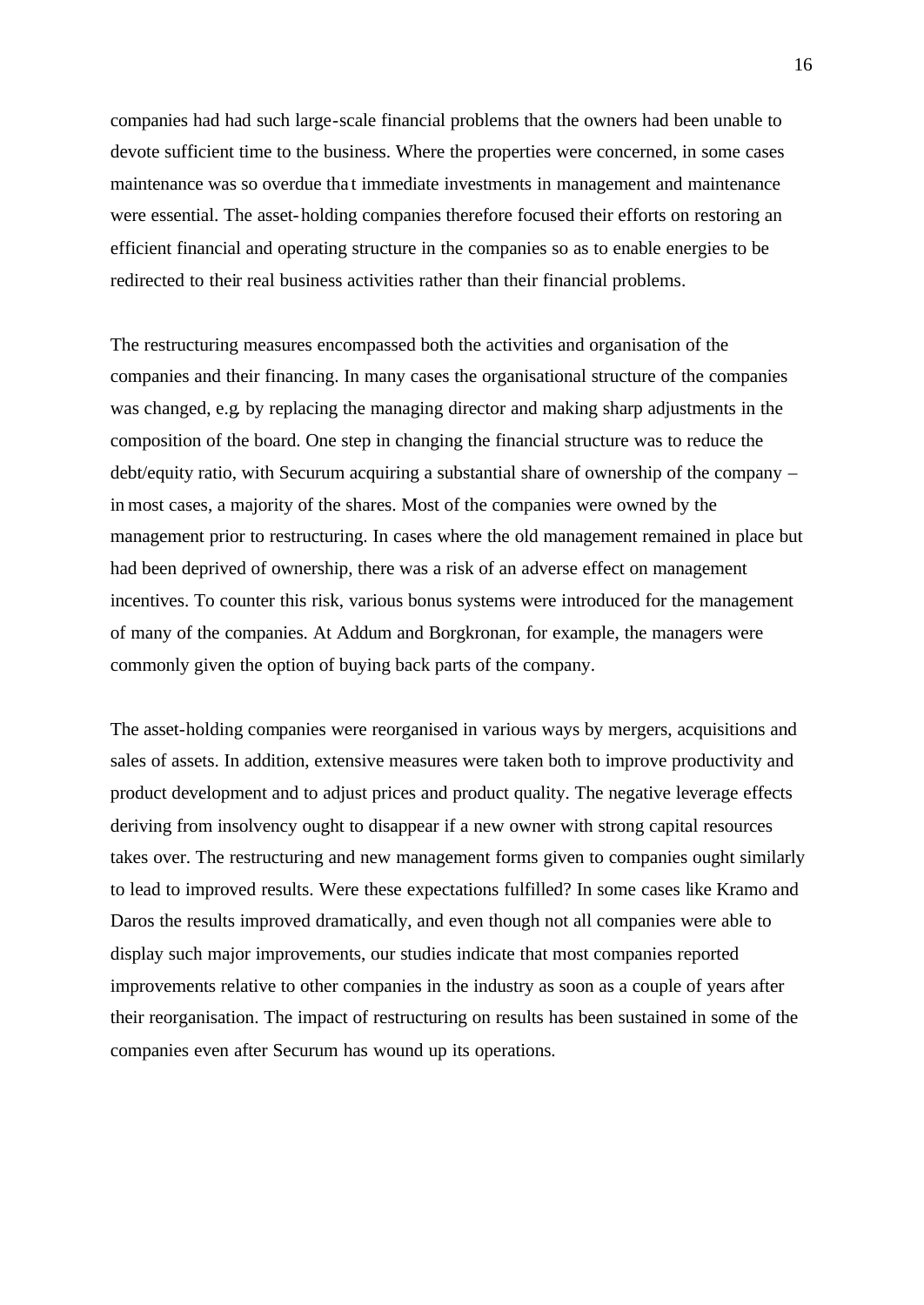companies had had such large-scale financial problems that the owners had been unable to devote sufficient time to the business. Where the properties were concerned, in some cases maintenance was so overdue that immediate investments in management and maintenance were essential. The asset-holding companies therefore focused their efforts on restoring an efficient financial and operating structure in the companies so as to enable energies to be redirected to their real business activities rather than their financial problems.

The restructuring measures encompassed both the activities and organisation of the companies and their financing. In many cases the organisational structure of the companies was changed, e.g. by replacing the managing director and making sharp adjustments in the composition of the board. One step in changing the financial structure was to reduce the debt/equity ratio, with Securum acquiring a substantial share of ownership of the company – in most cases, a majority of the shares. Most of the companies were owned by the management prior to restructuring. In cases where the old management remained in place but had been deprived of ownership, there was a risk of an adverse effect on management incentives. To counter this risk, various bonus systems were introduced for the management of many of the companies. At Addum and Borgkronan, for example, the managers were commonly given the option of buying back parts of the company.

The asset-holding companies were reorganised in various ways by mergers, acquisitions and sales of assets. In addition, extensive measures were taken both to improve productivity and product development and to adjust prices and product quality. The negative leverage effects deriving from insolvency ought to disappear if a new owner with strong capital resources takes over. The restructuring and new management forms given to companies ought similarly to lead to improved results. Were these expectations fulfilled? In some cases like Kramo and Daros the results improved dramatically, and even though not all companies were able to display such major improvements, our studies indicate that most companies reported improvements relative to other companies in the industry as soon as a couple of years after their reorganisation. The impact of restructuring on results has been sustained in some of the companies even after Securum has wound up its operations.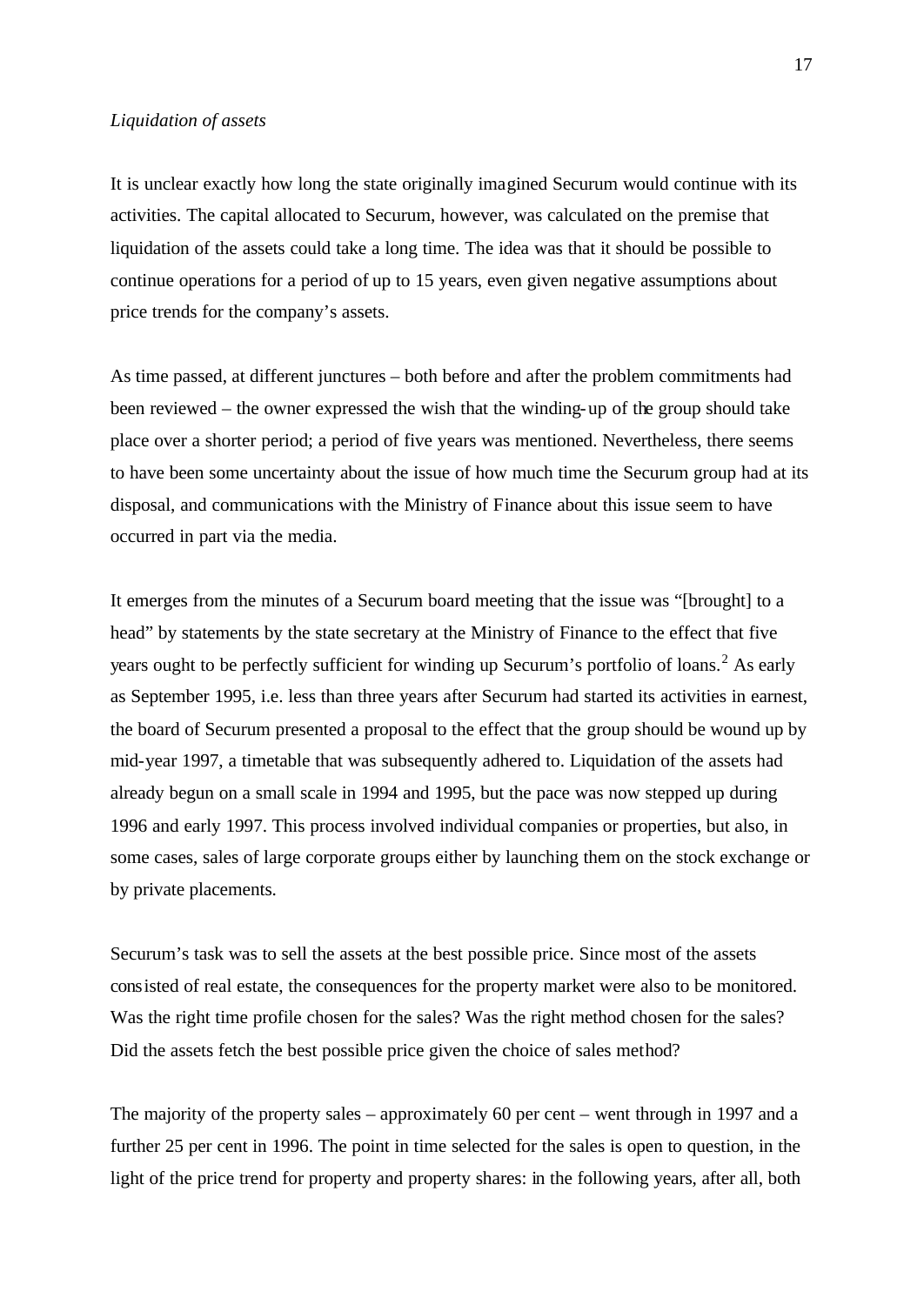*Liquidation of assets*

It is unclear exactly how long the state originally imagined Securum would continue with its activities. The capital allocated to Securum, however, was calculated on the premise that liquidation of the assets could take a long time. The idea was that it should be possible to continue operations for a period of up to 15 years, even given negative assumptions about price trends for the company's assets.

As time passed, at different junctures – both before and after the problem commitments had been reviewed – the owner expressed the wish that the winding-up of the group should take place over a shorter period; a period of five years was mentioned. Nevertheless, there seems to have been some uncertainty about the issue of how much time the Securum group had at its disposal, and communications with the Ministry of Finance about this issue seem to have occurred in part via the media.

It emerges from the minutes of a Securum board meeting that the issue was "[brought] to a head" by statements by the state secretary at the Ministry of Finance to the effect that five years ought to be perfectly sufficient for winding up Securum's portfolio of loans.[2] As early as September 1995, i.e. less than three years after Securum had started its activities in earnest, the board of Securum presented a proposal to the effect that the group should be wound up by mid-year 1997, a timetable that was subsequently adhered to. Liquidation of the assets had already begun on a small scale in 1994 and 1995, but the pace was now stepped up during 1996 and early 1997. This process involved individual companies or properties, but also, in some cases, sales of large corporate groups either by launching them on the stock exchange or by private placements.

Securum's task was to sell the assets at the best possible price. Since most of the assets consisted of real estate, the consequences for the property market were also to be monitored. Was the right time profile chosen for the sales? Was the right method chosen for the sales? Did the assets fetch the best possible price given the choice of sales method?

The majority of the property sales – approximately 60 per cent – went through in 1997 and a further 25 per cent in 1996. The point in time selected for the sales is open to question, in the light of the price trend for property and property shares: in the following years, after all, both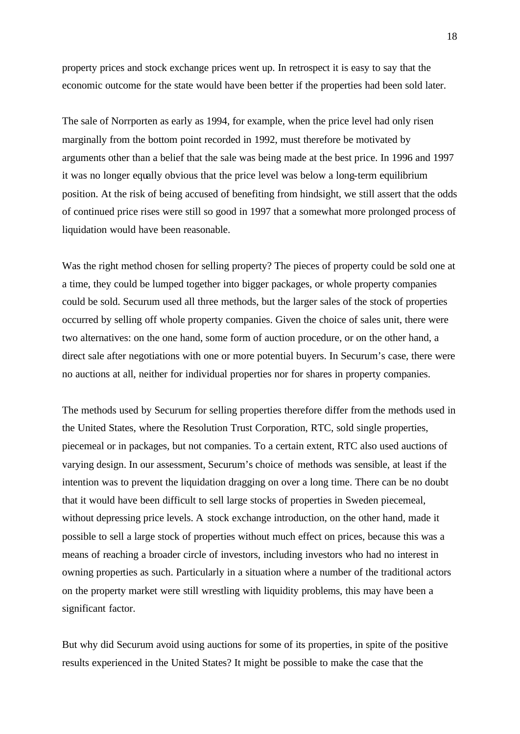property prices and stock exchange prices went up. In retrospect it is easy to say that the economic outcome for the state would have been better if the properties had been sold later.

The sale of Norrporten as early as 1994, for example, when the price level had only risen marginally from the bottom point recorded in 1992, must therefore be motivated by arguments other than a belief that the sale was being made at the best price. In 1996 and 1997 it was no longer equally obvious that the price level was below a long-term equilibrium position. At the risk of being accused of benefiting from hindsight, we still assert that the odds of continued price rises were still so good in 1997 that a somewhat more prolonged process of liquidation would have been reasonable.

Was the right method chosen for selling property? The pieces of property could be sold one at a time, they could be lumped together into bigger packages, or whole property companies could be sold. Securum used all three methods, but the larger sales of the stock of properties occurred by selling off whole property companies. Given the choice of sales unit, there were two alternatives: on the one hand, some form of auction procedure, or on the other hand, a direct sale after negotiations with one or more potential buyers. In Securum's case, there were no auctions at all, neither for individual properties nor for shares in property companies.

The methods used by Securum for selling properties therefore differ from the methods used in the United States, where the Resolution Trust Corporation, RTC, sold single properties, piecemeal or in packages, but not companies. To a certain extent, RTC also used auctions of varying design. In our assessment, Securum's choice of methods was sensible, at least if the intention was to prevent the liquidation dragging on over a long time. There can be no doubt that it would have been difficult to sell large stocks of properties in Sweden piecemeal, without depressing price levels. A stock exchange introduction, on the other hand, made it possible to sell a large stock of properties without much effect on prices, because this was a means of reaching a broader circle of investors, including investors who had no interest in owning properties as such. Particularly in a situation where a number of the traditional actors on the property market were still wrestling with liquidity problems, this may have been a significant factor.

But why did Securum avoid using auctions for some of its properties, in spite of the positive results experienced in the United States? It might be possible to make the case that the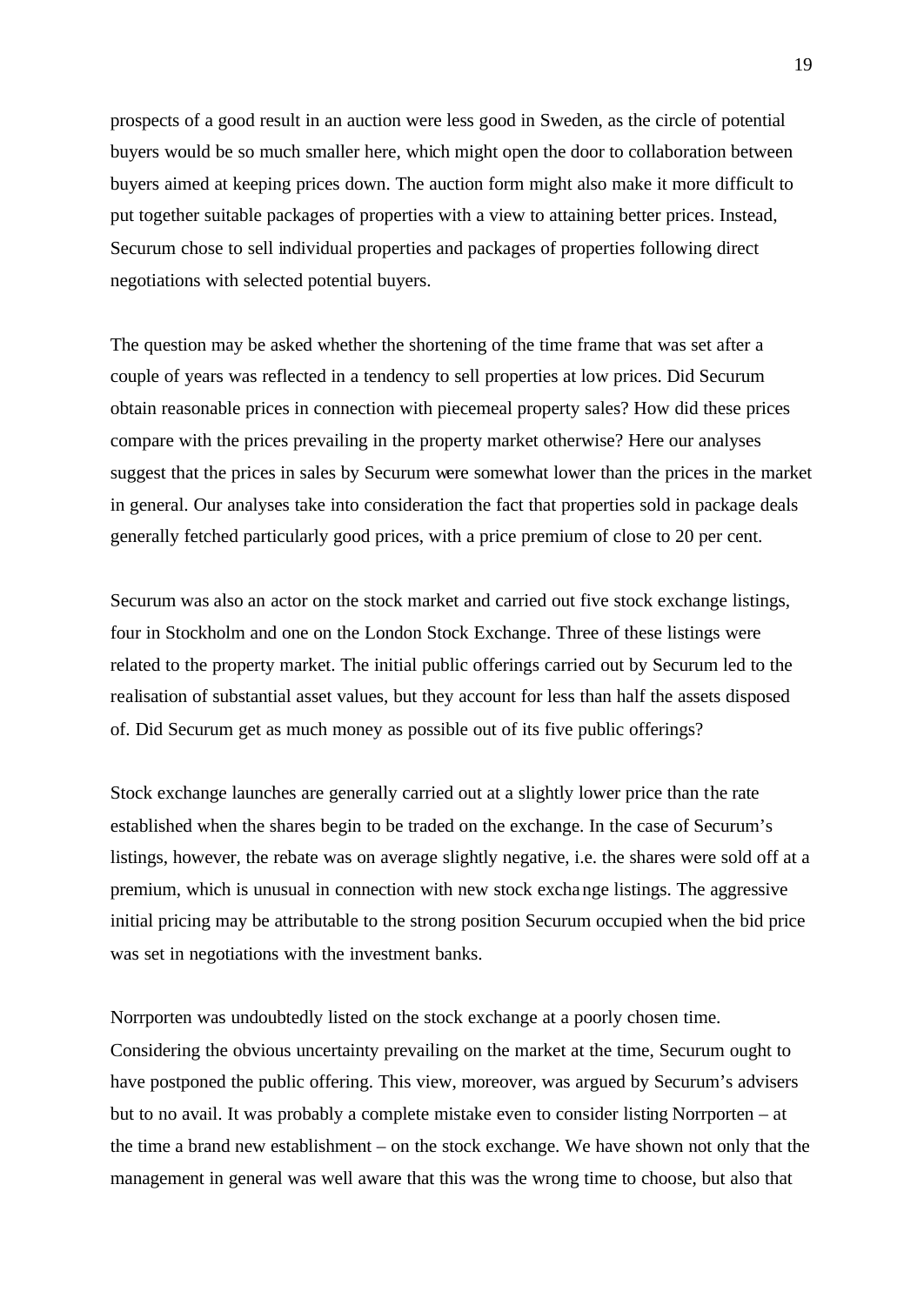prospects of a good result in an auction were less good in Sweden, as the circle of potential buyers would be so much smaller here, which might open the door to collaboration between buyers aimed at keeping prices down. The auction form might also make it more difficult to put together suitable packages of properties with a view to attaining better prices. Instead, Securum chose to sell individual properties and packages of properties following direct negotiations with selected potential buyers.

The question may be asked whether the shortening of the time frame that was set after a couple of years was reflected in a tendency to sell properties at low prices. Did Securum obtain reasonable prices in connection with piecemeal property sales? How did these prices compare with the prices prevailing in the property market otherwise? Here our analyses suggest that the prices in sales by Securum were somewhat lower than the prices in the market in general. Our analyses take into consideration the fact that properties sold in package deals generally fetched particularly good prices, with a price premium of close to 20 per cent.

Securum was also an actor on the stock market and carried out five stock exchange listings, four in Stockholm and one on the London Stock Exchange. Three of these listings were related to the property market. The initial public offerings carried out by Securum led to the realisation of substantial asset values, but they account for less than half the assets disposed of. Did Securum get as much money as possible out of its five public offerings?

Stock exchange launches are generally carried out at a slightly lower price than the rate established when the shares begin to be traded on the exchange. In the case of Securum's listings, however, the rebate was on average slightly negative, i.e. the shares were sold off at a premium, which is unusual in connection with new stock exchange listings. The aggressive initial pricing may be attributable to the strong position Securum occupied when the bid price was set in negotiations with the investment banks.

Norrporten was undoubtedly listed on the stock exchange at a poorly chosen time. Considering the obvious uncertainty prevailing on the market at the time, Securum ought to have postponed the public offering. This view, moreover, was argued by Securum's advisers but to no avail. It was probably a complete mistake even to consider listing Norrporten – at the time a brand new establishment – on the stock exchange. We have shown not only that the management in general was well aware that this was the wrong time to choose, but also that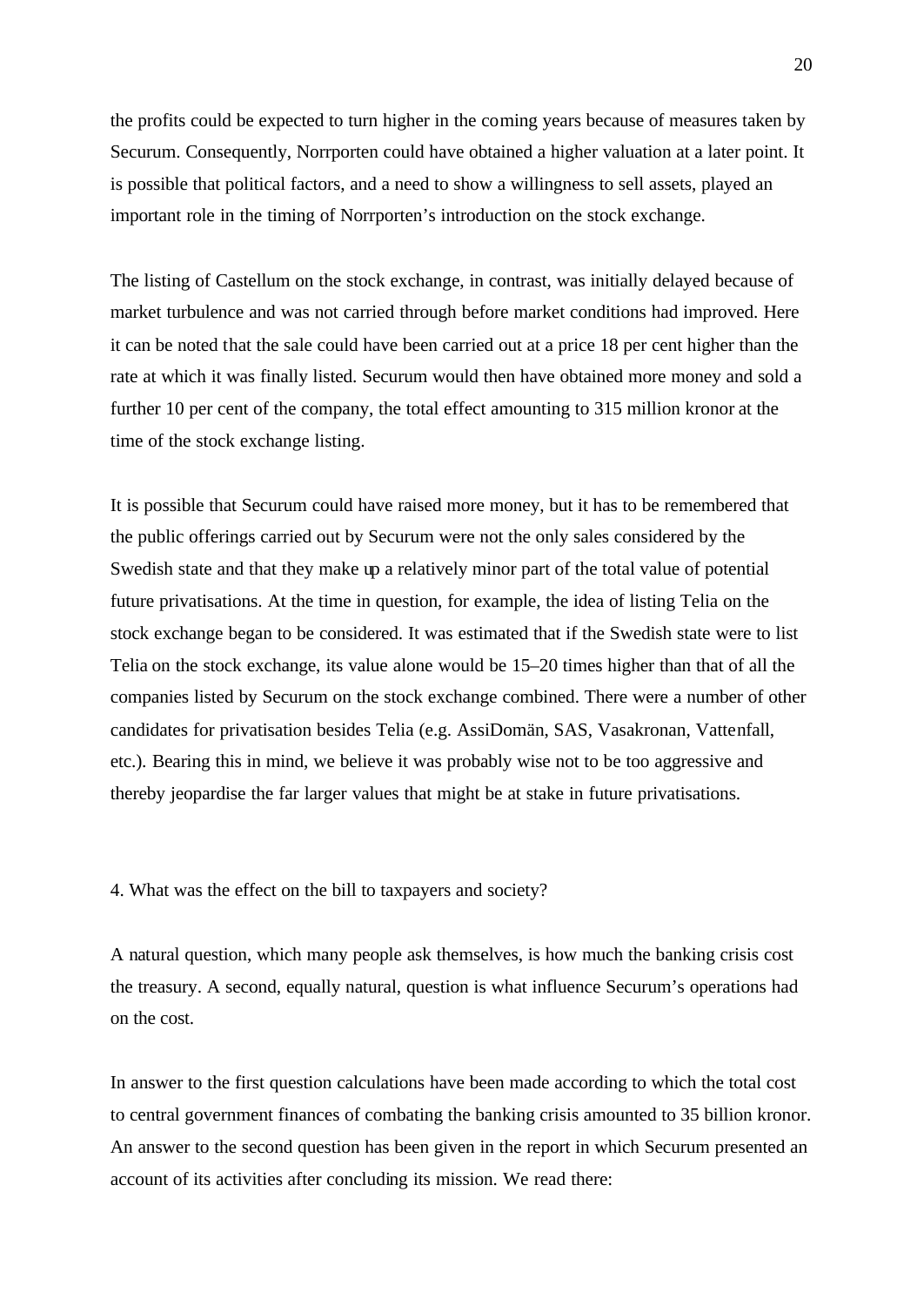the profits could be expected to turn higher in the coming years because of measures taken by Securum. Consequently, Norrporten could have obtained a higher valuation at a later point. It is possible that political factors, and a need to show a willingness to sell assets, played an important role in the timing of Norrporten's introduction on the stock exchange.

The listing of Castellum on the stock exchange, in contrast, was initially delayed because of market turbulence and was not carried through before market conditions had improved. Here it can be noted that the sale could have been carried out at a price 18 per cent higher than the rate at which it was finally listed. Securum would then have obtained more money and sold a further 10 per cent of the company, the total effect amounting to 315 million kronor at the time of the stock exchange listing.

It is possible that Securum could have raised more money, but it has to be remembered that the public offerings carried out by Securum were not the only sales considered by the Swedish state and that they make up a relatively minor part of the total value of potential future privatisations. At the time in question, for example, the idea of listing Telia on the stock exchange began to be considered. It was estimated that if the Swedish state were to list Telia on the stock exchange, its value alone would be 15–20 times higher than that of all the companies listed by Securum on the stock exchange combined. There were a number of other candidates for privatisation besides Telia (e.g. AssiDomän, SAS, Vasakronan, Vattenfall, etc.). Bearing this in mind, we believe it was probably wise not to be too aggressive and thereby jeopardise the far larger values that might be at stake in future privatisations.

## 4. What was the effect on the bill to taxpayers and society?

A natural question, which many people ask themselves, is how much the banking crisis cost the treasury. A second, equally natural, question is what influence Securum's operations had on the cost.

In answer to the first question calculations have been made according to which the total cost to central government finances of combating the banking crisis amounted to 35 billion kronor. An answer to the second question has been given in the report in which Securum presented an account of its activities after concluding its mission. We read there: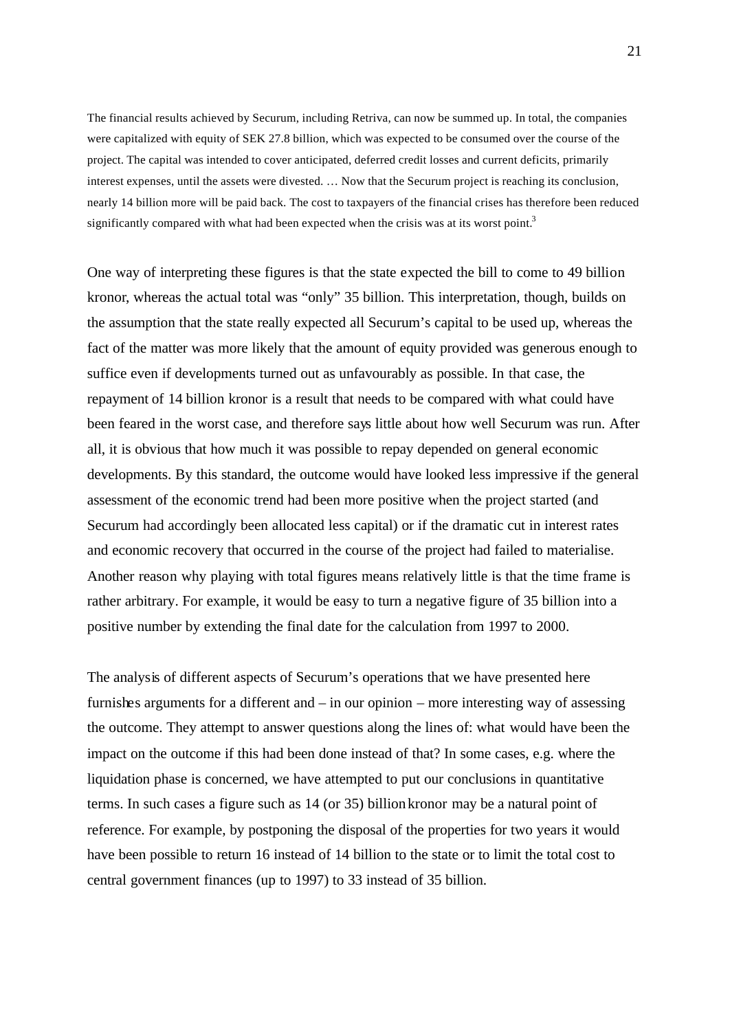The financial results achieved by Securum, including Retriva, can now be summed up. In total, the companies were capitalized with equity of SEK 27.8 billion, which was expected to be consumed over the course of the project. The capital was intended to cover anticipated, deferred credit losses and current deficits, primarily interest expenses, until the assets were divested. … Now that the Securum project is reaching its conclusion, nearly 14 billion more will be paid back. The cost to taxpayers of the financial crises has therefore been reduced significantly compared with what had been expected when the crisis was at its worst point.[3]

One way of interpreting these figures is that the state expected the bill to come to 49 billion kronor, whereas the actual total was "only" 35 billion. This interpretation, though, builds on the assumption that the state really expected all Securum's capital to be used up, whereas the fact of the matter was more likely that the amount of equity provided was generous enough to suffice even if developments turned out as unfavourably as possible. In that case, the repayment of 14 billion kronor is a result that needs to be compared with what could have been feared in the worst case, and therefore says little about how well Securum was run. After all, it is obvious that how much it was possible to repay depended on general economic developments. By this standard, the outcome would have looked less impressive if the general assessment of the economic trend had been more positive when the project started (and Securum had accordingly been allocated less capital) or if the dramatic cut in interest rates and economic recovery that occurred in the course of the project had failed to materialise. Another reason why playing with total figures means relatively little is that the time frame is rather arbitrary. For example, it would be easy to turn a negative figure of 35 billion into a positive number by extending the final date for the calculation from 1997 to 2000.

The analysis of different aspects of Securum's operations that we have presented here furnishes arguments for a different and – in our opinion – more interesting way of assessing the outcome. They attempt to answer questions along the lines of: what would have been the impact on the outcome if this had been done instead of that? In some cases, e.g. where the liquidation phase is concerned, we have attempted to put our conclusions in quantitative terms. In such cases a figure such as 14 (or 35) billion kronor may be a natural point of reference. For example, by postponing the disposal of the properties for two years it would have been possible to return 16 instead of 14 billion to the state or to limit the total cost to central government finances (up to 1997) to 33 instead of 35 billion.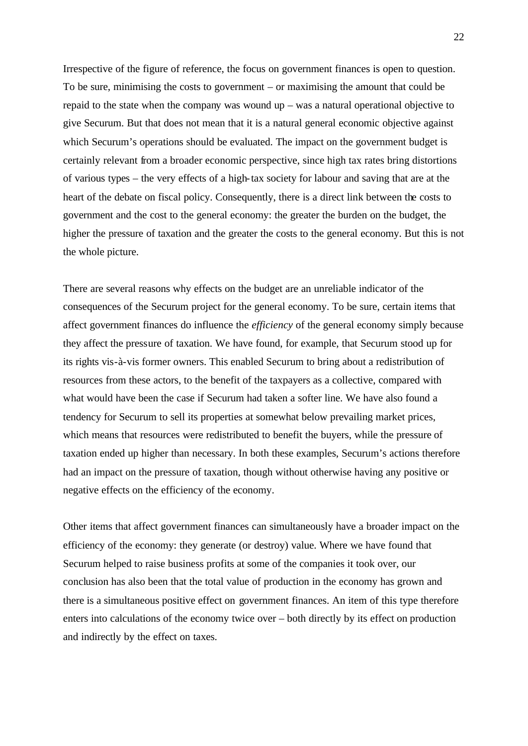Irrespective of the figure of reference, the focus on government finances is open to question. To be sure, minimising the costs to government – or maximising the amount that could be repaid to the state when the company was wound up – was a natural operational objective to give Securum. But that does not mean that it is a natural general economic objective against which Securum's operations should be evaluated. The impact on the government budget is certainly relevant from a broader economic perspective, since high tax rates bring distortions of various types – the very effects of a high-tax society for labour and saving that are at the heart of the debate on fiscal policy. Consequently, there is a direct link between the costs to government and the cost to the general economy: the greater the burden on the budget, the higher the pressure of taxation and the greater the costs to the general economy. But this is not the whole picture.

There are several reasons why effects on the budget are an unreliable indicator of the consequences of the Securum project for the general economy. To be sure, certain items that affect government finances do influence the *efficiency* of the general economy simply because they affect the pressure of taxation. We have found, for example, that Securum stood up for its rights vis-à-vis former owners. This enabled Securum to bring about a redistribution of resources from these actors, to the benefit of the taxpayers as a collective, compared with what would have been the case if Securum had taken a softer line. We have also found a tendency for Securum to sell its properties at somewhat below prevailing market prices, which means that resources were redistributed to benefit the buyers, while the pressure of taxation ended up higher than necessary. In both these examples, Securum's actions therefore had an impact on the pressure of taxation, though without otherwise having any positive or negative effects on the efficiency of the economy.

Other items that affect government finances can simultaneously have a broader impact on the efficiency of the economy: they generate (or destroy) value. Where we have found that Securum helped to raise business profits at some of the companies it took over, our conclusion has also been that the total value of production in the economy has grown and there is a simultaneous positive effect on government finances. An item of this type therefore enters into calculations of the economy twice over – both directly by its effect on production and indirectly by the effect on taxes.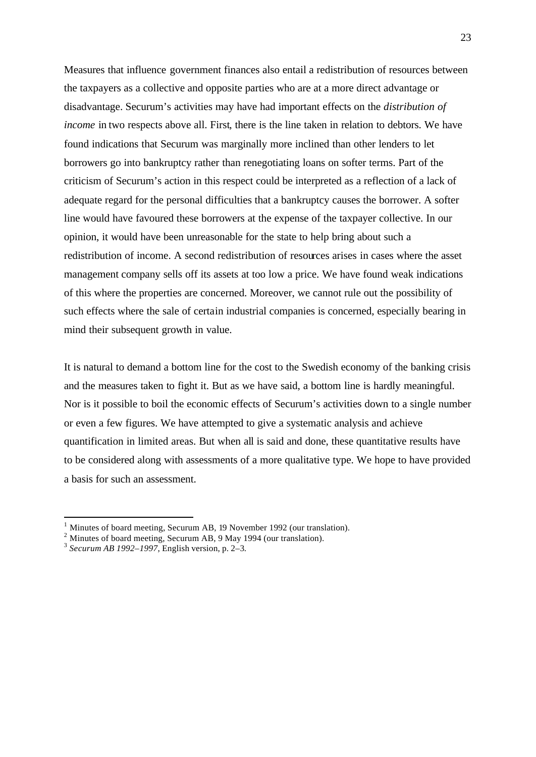Measures that influence government finances also entail a redistribution of resources between the taxpayers as a collective and opposite parties who are at a more direct advantage or disadvantage. Securum's activities may have had important effects on the *distribution of income* in two respects above all. First, there is the line taken in relation to debtors. We have found indications that Securum was marginally more inclined than other lenders to let borrowers go into bankruptcy rather than renegotiating loans on softer terms. Part of the criticism of Securum's action in this respect could be interpreted as a reflection of a lack of adequate regard for the personal difficulties that a bankruptcy causes the borrower. A softer line would have favoured these borrowers at the expense of the taxpayer collective. In our opinion, it would have been unreasonable for the state to help bring about such a redistribution of income. A second redistribution of resources arises in cases where the asset management company sells off its assets at too low a price. We have found weak indications of this where the properties are concerned. Moreover, we cannot rule out the possibility of such effects where the sale of certain industrial companies is concerned, especially bearing in mind their subsequent growth in value.

It is natural to demand a bottom line for the cost to the Swedish economy of the banking crisis and the measures taken to fight it. But as we have said, a bottom line is hardly meaningful. Nor is it possible to boil the economic effects of Securum's activities down to a single number or even a few figures. We have attempted to give a systematic analysis and achieve quantification in limited areas. But when all is said and done, these quantitative results have to be considered along with assessments of a more qualitative type. We hope to have provided a basis for such an assessment.

---

[1] Minutes of board meeting, Securum AB, 19 November 1992 (our translation).
[2] Minutes of board meeting, Securum AB, 9 May 1994 (our translation).
[3] *Securum AB 1992–1997*, English version, p. 2–3.